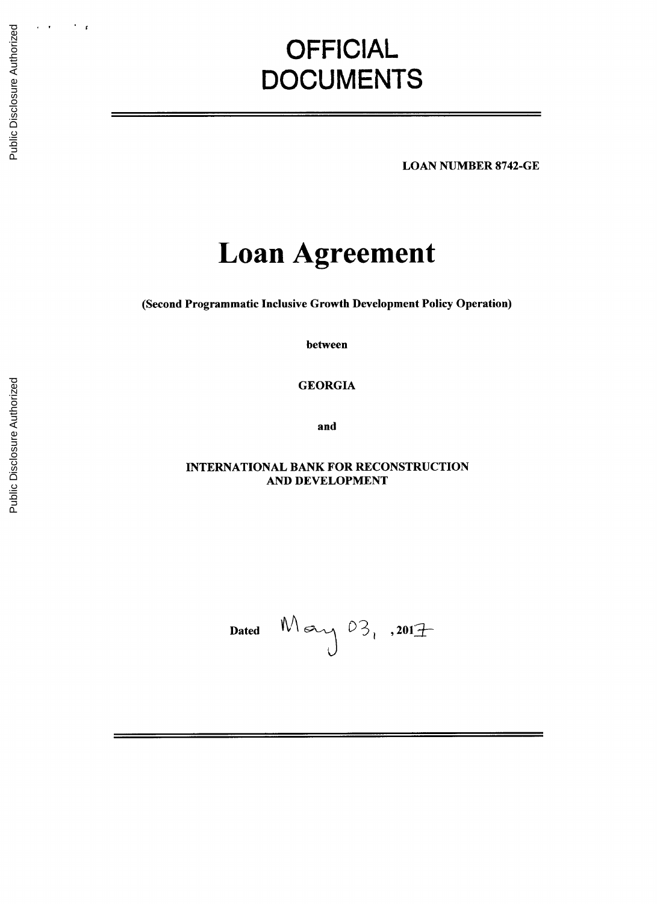# OFFICIAL DOCUMENTS

**LOAN NUMBER 8742-GE**

# Loan Agreement

**(Second Programmatic Inclusive Growth Development Policy Operation)**

**between**

**GEORGIA**

**and**

**INTERNATIONAL BANK FOR RECONSTRUCTION AND DEVELOPMENT**

**Dated** May 03, **2017**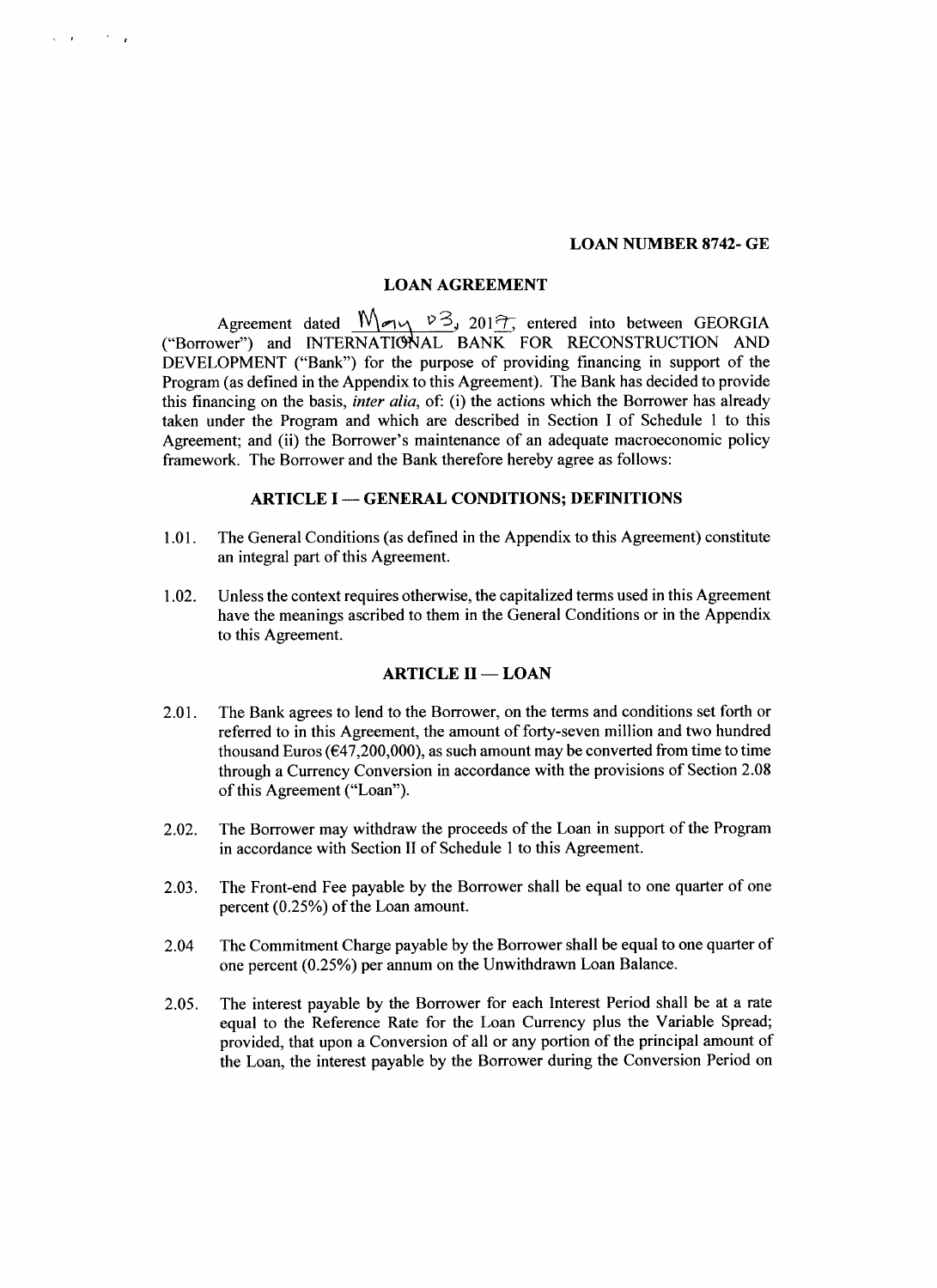**LOAN NUMBER 8742- GE**

# LOAN AGREEMENT

Agreement dated May 03, 2017, entered into between GEORGIA ("Borrower") and INTERNATIONAL BANK FOR RECONSTRUCTION AND DEVELOPMENT ("Bank") for the purpose of providing financing in support of the Program (as defined in the Appendix to this Agreement). The Bank has decided to provide this financing on the basis, *inter alia*, of: (i) the actions which the Borrower has already taken under the Program and which are described in Section I of Schedule 1 to this Agreement; and (ii) the Borrower's maintenance of an adequate macroeconomic policy framework. The Borrower and the Bank therefore hereby agree as follows:

## ARTICLE I — GENERAL CONDITIONS; DEFINITIONS

1.01. The General Conditions (as defined in the Appendix to this Agreement) constitute an integral part of this Agreement.

1.02. Unless the context requires otherwise, the capitalized terms used in this Agreement have the meanings ascribed to them in the General Conditions or in the Appendix to this Agreement.

## ARTICLE II — LOAN

2.01. The Bank agrees to lend to the Borrower, on the terms and conditions set forth or referred to in this Agreement, the amount of forty-seven million and two hundred thousand Euros (€47,200,000), as such amount may be converted from time to time through a Currency Conversion in accordance with the provisions of Section 2.08 of this Agreement ("Loan").

2.02. The Borrower may withdraw the proceeds of the Loan in support of the Program in accordance with Section II of Schedule 1 to this Agreement.

2.03. The Front-end Fee payable by the Borrower shall be equal to one quarter of one percent (0.25%) of the Loan amount.

2.04 The Commitment Charge payable by the Borrower shall be equal to one quarter of one percent (0.25%) per annum on the Unwithdrawn Loan Balance.

2.05. The interest payable by the Borrower for each Interest Period shall be at a rate equal to the Reference Rate for the Loan Currency plus the Variable Spread; provided, that upon a Conversion of all or any portion of the principal amount of the Loan, the interest payable by the Borrower during the Conversion Period on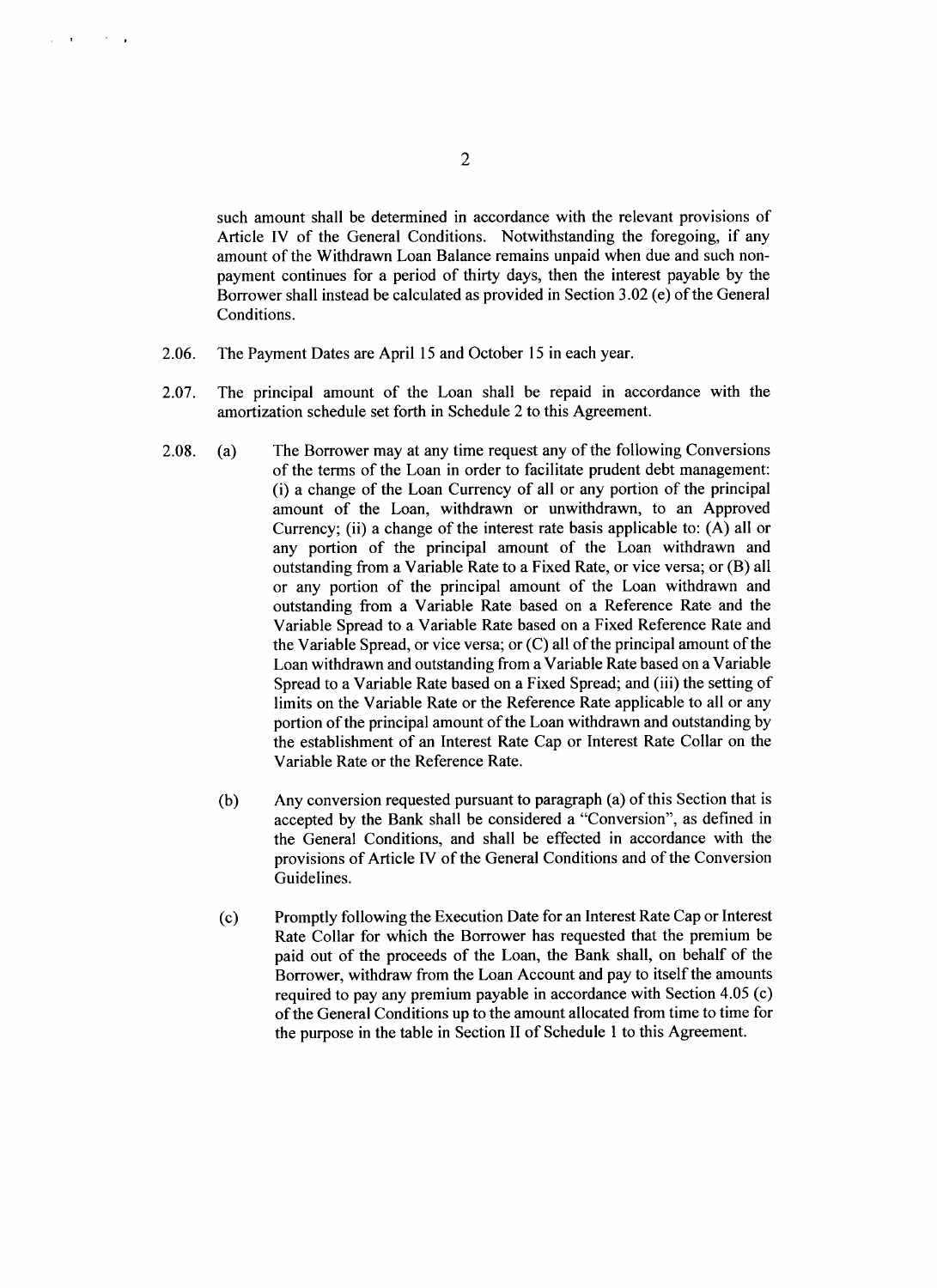such amount shall be determined in accordance with the relevant provisions of Article IV of the General Conditions. Notwithstanding the foregoing, if any amount of the Withdrawn Loan Balance remains unpaid when due and such non-payment continues for a period of thirty days, then the interest payable by the Borrower shall instead be calculated as provided in Section 3.02 (e) of the General Conditions.

2.06. The Payment Dates are April 15 and October 15 in each year.

2.07. The principal amount of the Loan shall be repaid in accordance with the amortization schedule set forth in Schedule 2 to this Agreement.

2.08. (a) The Borrower may at any time request any of the following Conversions of the terms of the Loan in order to facilitate prudent debt management: (i) a change of the Loan Currency of all or any portion of the principal amount of the Loan, withdrawn or unwithdrawn, to an Approved Currency; (ii) a change of the interest rate basis applicable to: (A) all or any portion of the principal amount of the Loan withdrawn and outstanding from a Variable Rate to a Fixed Rate, or vice versa; or (B) all or any portion of the principal amount of the Loan withdrawn and outstanding from a Variable Rate based on a Reference Rate and the Variable Spread to a Variable Rate based on a Fixed Reference Rate and the Variable Spread, or vice versa; or (C) all of the principal amount of the Loan withdrawn and outstanding from a Variable Rate based on a Variable Spread to a Variable Rate based on a Fixed Spread; and (iii) the setting of limits on the Variable Rate or the Reference Rate applicable to all or any portion of the principal amount of the Loan withdrawn and outstanding by the establishment of an Interest Rate Cap or Interest Rate Collar on the Variable Rate or the Reference Rate.

(b) Any conversion requested pursuant to paragraph (a) of this Section that is accepted by the Bank shall be considered a "Conversion", as defined in the General Conditions, and shall be effected in accordance with the provisions of Article IV of the General Conditions and of the Conversion Guidelines.

(c) Promptly following the Execution Date for an Interest Rate Cap or Interest Rate Collar for which the Borrower has requested that the premium be paid out of the proceeds of the Loan, the Bank shall, on behalf of the Borrower, withdraw from the Loan Account and pay to itself the amounts required to pay any premium payable in accordance with Section 4.05 (c) of the General Conditions up to the amount allocated from time to time for the purpose in the table in Section II of Schedule 1 to this Agreement.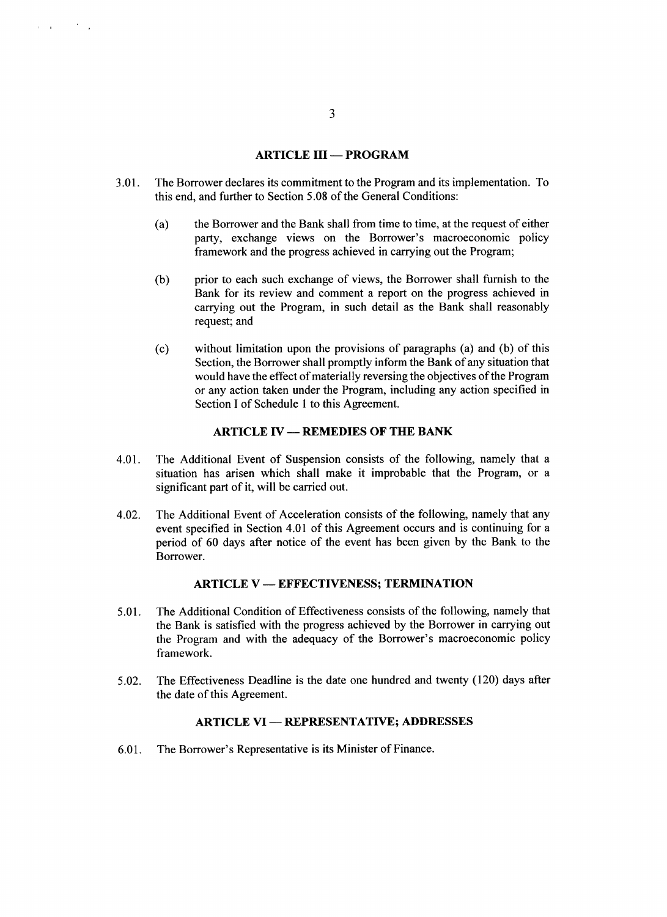## ARTICLE III — PROGRAM

3.01. The Borrower declares its commitment to the Program and its implementation. To this end, and further to Section 5.08 of the General Conditions:

(a) the Borrower and the Bank shall from time to time, at the request of either party, exchange views on the Borrower's macroeconomic policy framework and the progress achieved in carrying out the Program;

(b) prior to each such exchange of views, the Borrower shall furnish to the Bank for its review and comment a report on the progress achieved in carrying out the Program, in such detail as the Bank shall reasonably request; and

(c) without limitation upon the provisions of paragraphs (a) and (b) of this Section, the Borrower shall promptly inform the Bank of any situation that would have the effect of materially reversing the objectives of the Program or any action taken under the Program, including any action specified in Section I of Schedule 1 to this Agreement.

## ARTICLE IV — REMEDIES OF THE BANK

4.01. The Additional Event of Suspension consists of the following, namely that a situation has arisen which shall make it improbable that the Program, or a significant part of it, will be carried out.

4.02. The Additional Event of Acceleration consists of the following, namely that any event specified in Section 4.01 of this Agreement occurs and is continuing for a period of 60 days after notice of the event has been given by the Bank to the Borrower.

## ARTICLE V — EFFECTIVENESS; TERMINATION

5.01. The Additional Condition of Effectiveness consists of the following, namely that the Bank is satisfied with the progress achieved by the Borrower in carrying out the Program and with the adequacy of the Borrower's macroeconomic policy framework.

5.02. The Effectiveness Deadline is the date one hundred and twenty (120) days after the date of this Agreement.

## ARTICLE VI — REPRESENTATIVE; ADDRESSES

6.01. The Borrower's Representative is its Minister of Finance.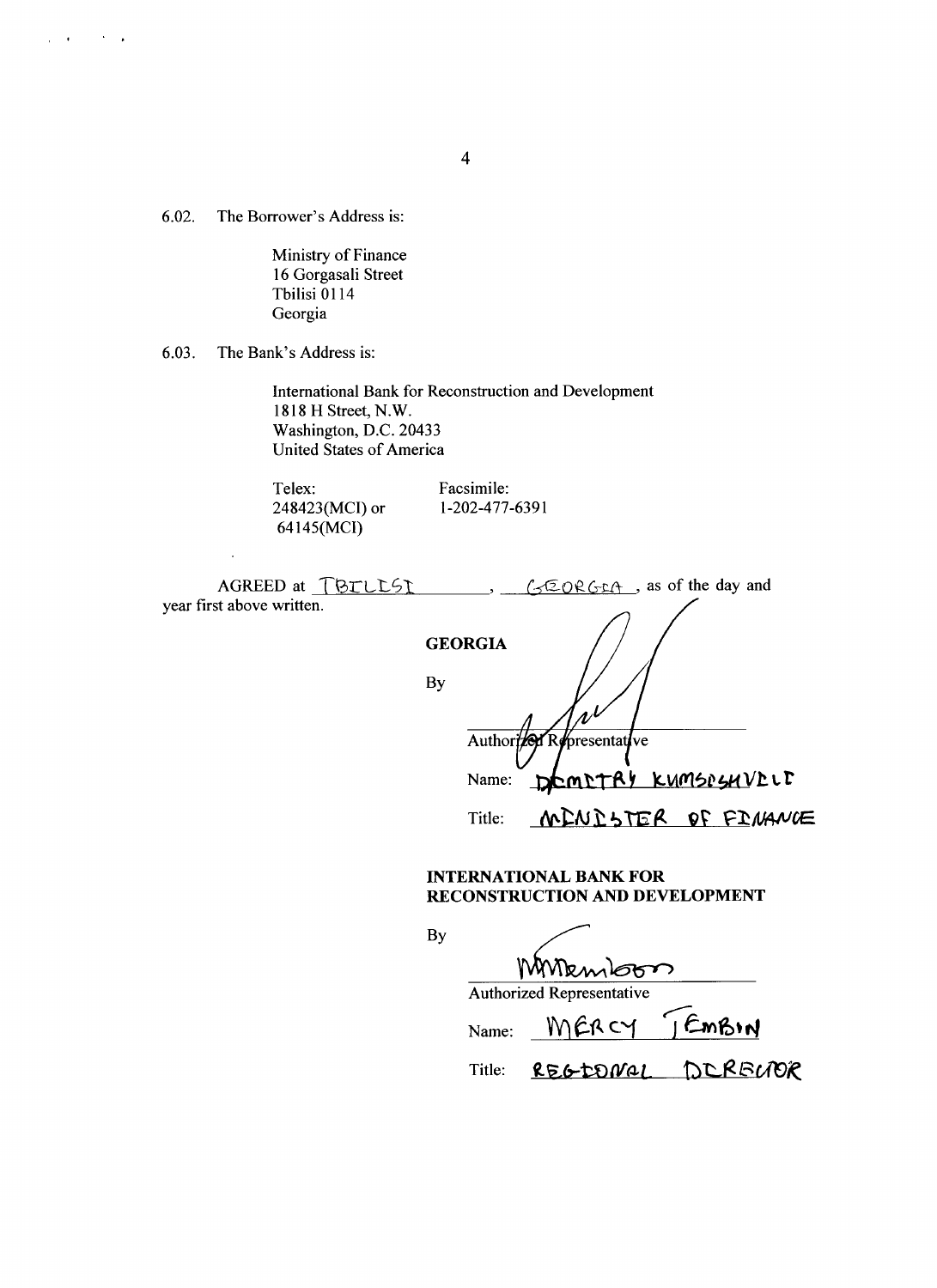6.02. The Borrower's Address is:

Ministry of Finance
16 Gorgasali Street
Tbilisi 0114
Georgia

6.03. The Bank's Address is:

International Bank for Reconstruction and Development
1818 H Street, N.W.
Washington, D.C. 20433
United States of America

| Telex: | Facsimile: |
|---|---|
| 248423(MCI) or 64145(MCI) | 1-202-477-6391 |

AGREED at TBILISI, GEORGIA, as of the day and year first above written.

**GEORGIA**

By

Authorized Representative

Name: DIMITRY KUMSISHVILI

Title: MINISTER OF FINANCE

**INTERNATIONAL BANK FOR RECONSTRUCTION AND DEVELOPMENT**

By

Authorized Representative

Name: MERCY TEMBON

Title: REGIONAL DIRECTOR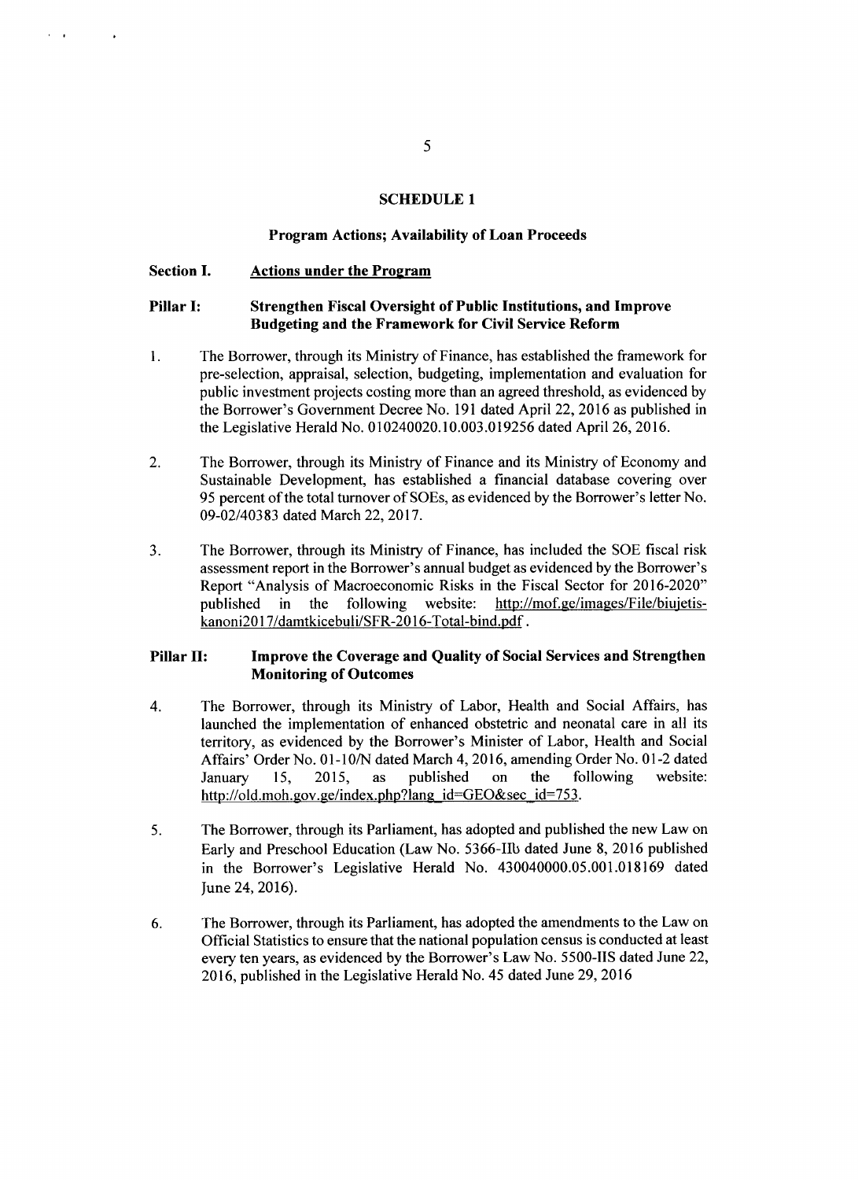## SCHEDULE 1

### Program Actions; Availability of Loan Proceeds

**Section I.** <u>Actions under the Program</u>

**Pillar I: Strengthen Fiscal Oversight of Public Institutions, and Improve Budgeting and the Framework for Civil Service Reform**

1. The Borrower, through its Ministry of Finance, has established the framework for pre-selection, appraisal, selection, budgeting, implementation and evaluation for public investment projects costing more than an agreed threshold, as evidenced by the Borrower's Government Decree No. 191 dated April 22, 2016 as published in the Legislative Herald No. 010240020.10.003.019256 dated April 26, 2016.

2. The Borrower, through its Ministry of Finance and its Ministry of Economy and Sustainable Development, has established a financial database covering over 95 percent of the total turnover of SOEs, as evidenced by the Borrower's letter No. 09-02/40383 dated March 22, 2017.

3. The Borrower, through its Ministry of Finance, has included the SOE fiscal risk assessment report in the Borrower's annual budget as evidenced by the Borrower's Report "Analysis of Macroeconomic Risks in the Fiscal Sector for 2016-2020" published in the following website: http://mof.ge/images/File/biujetis-kanoni2017/damtkicebuli/SFR-2016-Total-bind.pdf.

**Pillar II: Improve the Coverage and Quality of Social Services and Strengthen Monitoring of Outcomes**

4. The Borrower, through its Ministry of Labor, Health and Social Affairs, has launched the implementation of enhanced obstetric and neonatal care in all its territory, as evidenced by the Borrower's Minister of Labor, Health and Social Affairs' Order No. 01-10/N dated March 4, 2016, amending Order No. 01-2 dated January 15, 2015, as published on the following website: http://old.moh.gov.ge/index.php?lang_id=GEO&sec_id=753.

5. The Borrower, through its Parliament, has adopted and published the new Law on Early and Preschool Education (Law No. 5366-IIb dated June 8, 2016 published in the Borrower's Legislative Herald No. 430040000.05.001.018169 dated June 24, 2016).

6. The Borrower, through its Parliament, has adopted the amendments to the Law on Official Statistics to ensure that the national population census is conducted at least every ten years, as evidenced by the Borrower's Law No. 5500-IIS dated June 22, 2016, published in the Legislative Herald No. 45 dated June 29, 2016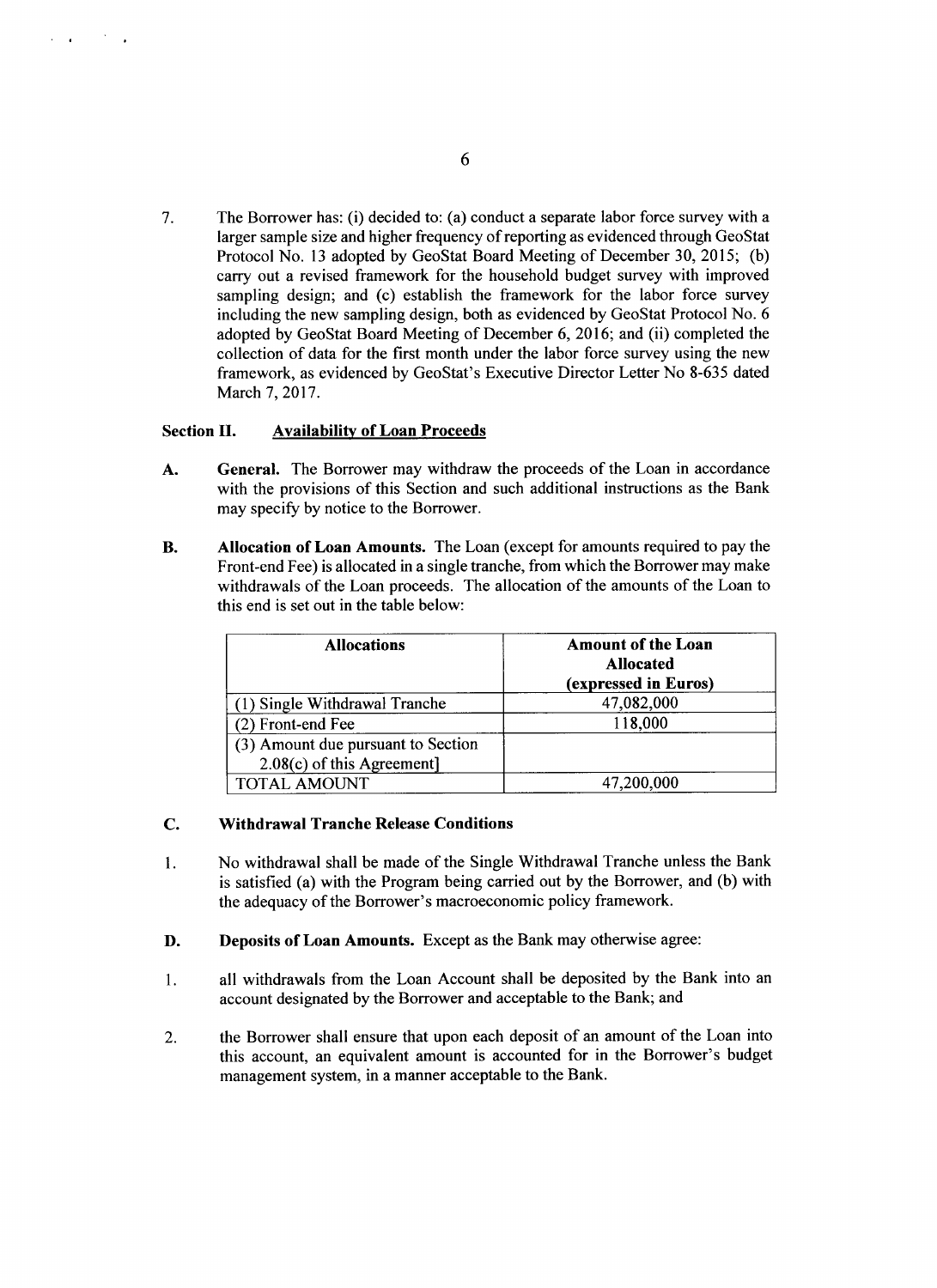7. The Borrower has: (i) decided to: (a) conduct a separate labor force survey with a larger sample size and higher frequency of reporting as evidenced through GeoStat Protocol No. 13 adopted by GeoStat Board Meeting of December 30, 2015; (b) carry out a revised framework for the household budget survey with improved sampling design; and (c) establish the framework for the labor force survey including the new sampling design, both as evidenced by GeoStat Protocol No. 6 adopted by GeoStat Board Meeting of December 6, 2016; and (ii) completed the collection of data for the first month under the labor force survey using the new framework, as evidenced by GeoStat's Executive Director Letter No 8-635 dated March 7, 2017.

### Section II. Availability of Loan Proceeds

**A. General.** The Borrower may withdraw the proceeds of the Loan in accordance with the provisions of this Section and such additional instructions as the Bank may specify by notice to the Borrower.

**B. Allocation of Loan Amounts.** The Loan (except for amounts required to pay the Front-end Fee) is allocated in a single tranche, from which the Borrower may make withdrawals of the Loan proceeds. The allocation of the amounts of the Loan to this end is set out in the table below:

| Allocations | Amount of the Loan Allocated (expressed in Euros) |
|---|---|
| (1) Single Withdrawal Tranche | 47,082,000 |
| (2) Front-end Fee | 118,000 |
| (3) Amount due pursuant to Section 2.08(c) of this Agreement] | |
| TOTAL AMOUNT | 47,200,000 |

**C. Withdrawal Tranche Release Conditions**

1. No withdrawal shall be made of the Single Withdrawal Tranche unless the Bank is satisfied (a) with the Program being carried out by the Borrower, and (b) with the adequacy of the Borrower's macroeconomic policy framework.

**D. Deposits of Loan Amounts.** Except as the Bank may otherwise agree:

1. all withdrawals from the Loan Account shall be deposited by the Bank into an account designated by the Borrower and acceptable to the Bank; and

2. the Borrower shall ensure that upon each deposit of an amount of the Loan into this account, an equivalent amount is accounted for in the Borrower's budget management system, in a manner acceptable to the Bank.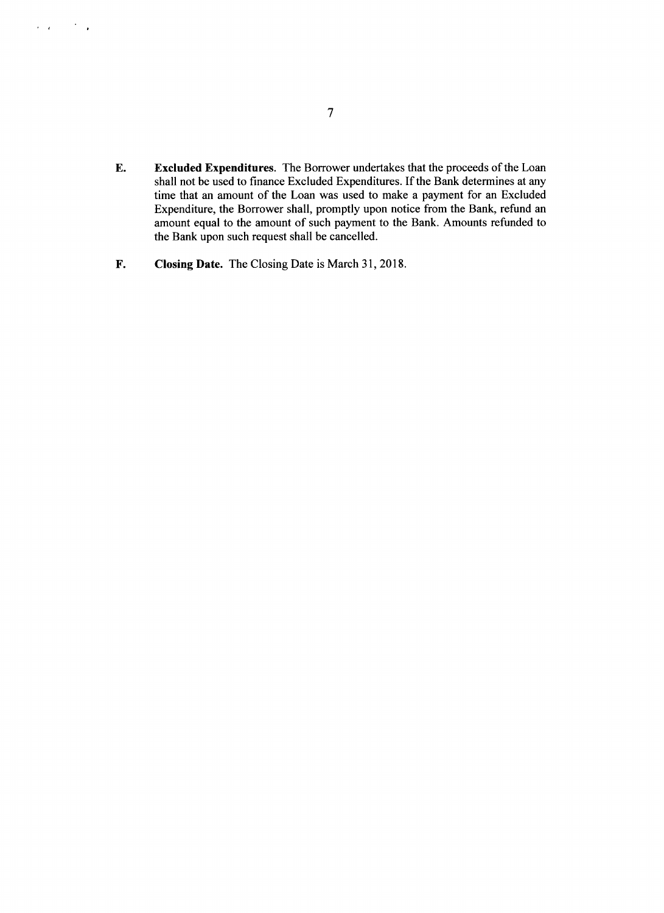E. **Excluded Expenditures**. The Borrower undertakes that the proceeds of the Loan shall not be used to finance Excluded Expenditures. If the Bank determines at any time that an amount of the Loan was used to make a payment for an Excluded Expenditure, the Borrower shall, promptly upon notice from the Bank, refund an amount equal to the amount of such payment to the Bank. Amounts refunded to the Bank upon such request shall be cancelled.

F. **Closing Date.** The Closing Date is March 31, 2018.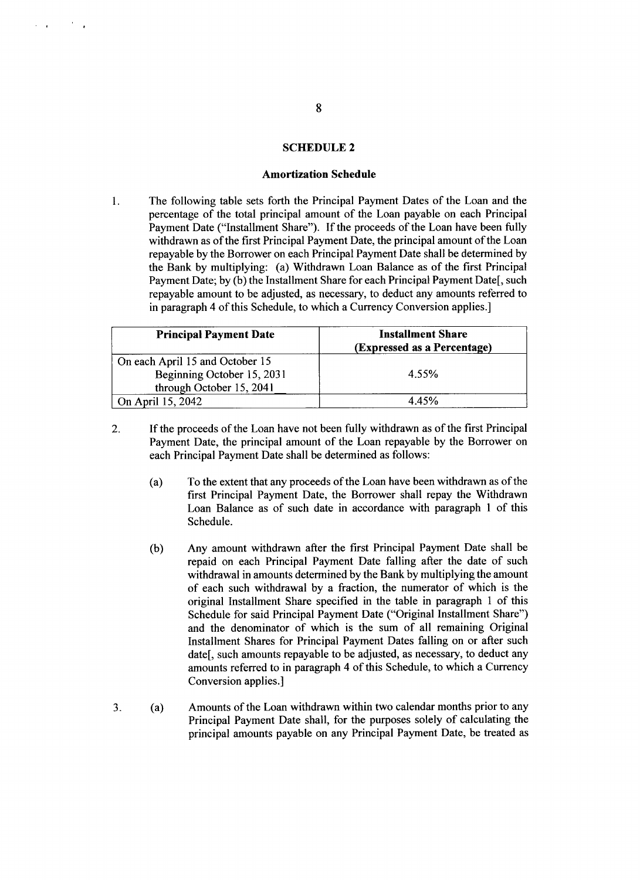## SCHEDULE 2

### Amortization Schedule

1. The following table sets forth the Principal Payment Dates of the Loan and the percentage of the total principal amount of the Loan payable on each Principal Payment Date ("Installment Share"). If the proceeds of the Loan have been fully withdrawn as of the first Principal Payment Date, the principal amount of the Loan repayable by the Borrower on each Principal Payment Date shall be determined by the Bank by multiplying: (a) Withdrawn Loan Balance as of the first Principal Payment Date; by (b) the Installment Share for each Principal Payment Date[, such repayable amount to be adjusted, as necessary, to deduct any amounts referred to in paragraph 4 of this Schedule, to which a Currency Conversion applies.]

| Principal Payment Date | Installment Share (Expressed as a Percentage) |
|---|---|
| On each April 15 and October 15 Beginning October 15, 2031 through October 15, 2041 | 4.55% |
| On April 15, 2042 | 4.45% |

2. If the proceeds of the Loan have not been fully withdrawn as of the first Principal Payment Date, the principal amount of the Loan repayable by the Borrower on each Principal Payment Date shall be determined as follows:

   (a) To the extent that any proceeds of the Loan have been withdrawn as of the first Principal Payment Date, the Borrower shall repay the Withdrawn Loan Balance as of such date in accordance with paragraph 1 of this Schedule.

   (b) Any amount withdrawn after the first Principal Payment Date shall be repaid on each Principal Payment Date falling after the date of such withdrawal in amounts determined by the Bank by multiplying the amount of each such withdrawal by a fraction, the numerator of which is the original Installment Share specified in the table in paragraph 1 of this Schedule for said Principal Payment Date ("Original Installment Share") and the denominator of which is the sum of all remaining Original Installment Shares for Principal Payment Dates falling on or after such date[, such amounts repayable to be adjusted, as necessary, to deduct any amounts referred to in paragraph 4 of this Schedule, to which a Currency Conversion applies.]

3. (a) Amounts of the Loan withdrawn within two calendar months prior to any Principal Payment Date shall, for the purposes solely of calculating the principal amounts payable on any Principal Payment Date, be treated as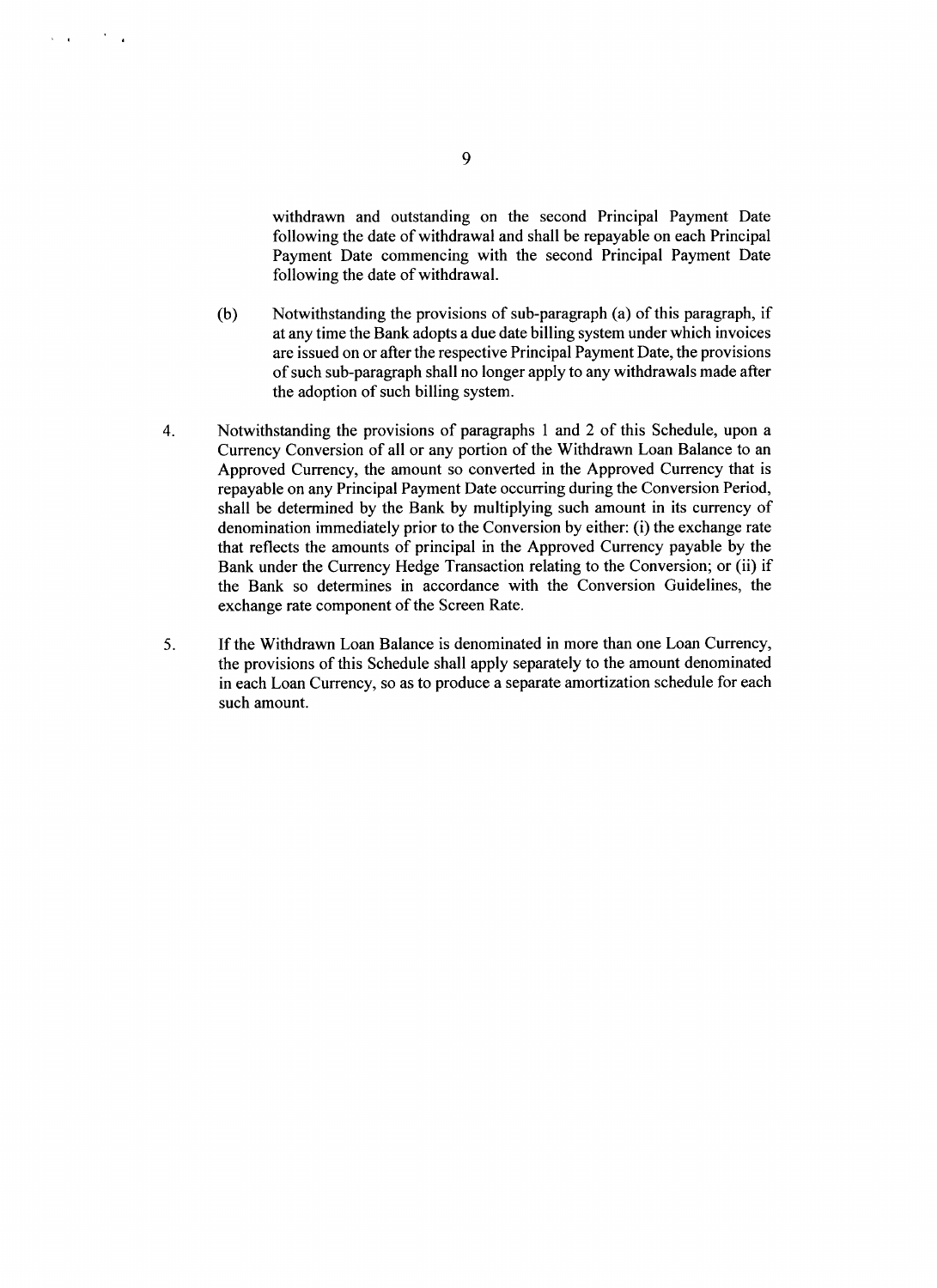withdrawn and outstanding on the second Principal Payment Date following the date of withdrawal and shall be repayable on each Principal Payment Date commencing with the second Principal Payment Date following the date of withdrawal.

(b) Notwithstanding the provisions of sub-paragraph (a) of this paragraph, if at any time the Bank adopts a due date billing system under which invoices are issued on or after the respective Principal Payment Date, the provisions of such sub-paragraph shall no longer apply to any withdrawals made after the adoption of such billing system.

4. Notwithstanding the provisions of paragraphs 1 and 2 of this Schedule, upon a Currency Conversion of all or any portion of the Withdrawn Loan Balance to an Approved Currency, the amount so converted in the Approved Currency that is repayable on any Principal Payment Date occurring during the Conversion Period, shall be determined by the Bank by multiplying such amount in its currency of denomination immediately prior to the Conversion by either: (i) the exchange rate that reflects the amounts of principal in the Approved Currency payable by the Bank under the Currency Hedge Transaction relating to the Conversion; or (ii) if the Bank so determines in accordance with the Conversion Guidelines, the exchange rate component of the Screen Rate.

5. If the Withdrawn Loan Balance is denominated in more than one Loan Currency, the provisions of this Schedule shall apply separately to the amount denominated in each Loan Currency, so as to produce a separate amortization schedule for each such amount.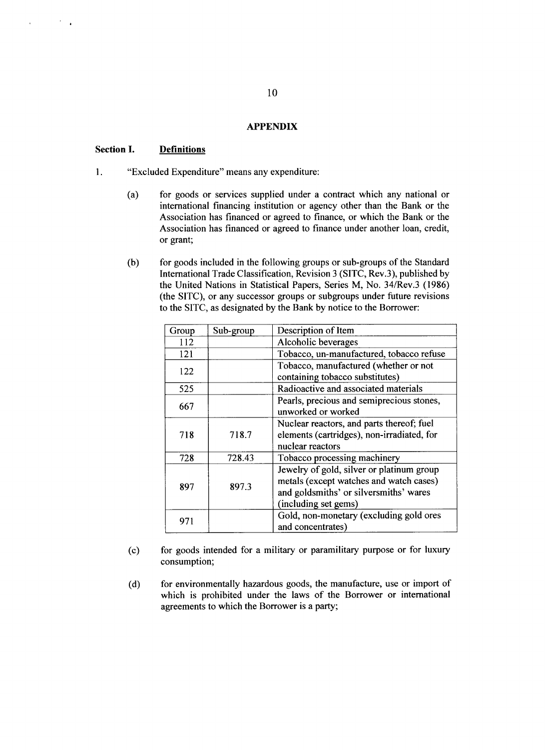## APPENDIX

### Section I. Definitions

1. "Excluded Expenditure" means any expenditure:

   (a) for goods or services supplied under a contract which any national or international financing institution or agency other than the Bank or the Association has financed or agreed to finance, or which the Bank or the Association has financed or agreed to finance under another loan, credit, or grant;

   (b) for goods included in the following groups or sub-groups of the Standard International Trade Classification, Revision 3 (SITC, Rev.3), published by the United Nations in Statistical Papers, Series M, No. 34/Rev.3 (1986) (the SITC), or any successor groups or subgroups under future revisions to the SITC, as designated by the Bank by notice to the Borrower:

| Group | Sub-group | Description of Item |
|---|---|---|
| 112 | | Alcoholic beverages |
| 121 | | Tobacco, un-manufactured, tobacco refuse |
| 122 | | Tobacco, manufactured (whether or not containing tobacco substitutes) |
| 525 | | Radioactive and associated materials |
| 667 | | Pearls, precious and semiprecious stones, unworked or worked |
| 718 | 718.7 | Nuclear reactors, and parts thereof; fuel elements (cartridges), non-irradiated, for nuclear reactors |
| 728 | 728.43 | Tobacco processing machinery |
| 897 | 897.3 | Jewelry of gold, silver or platinum group metals (except watches and watch cases) and goldsmiths' or silversmiths' wares (including set gems) |
| 971 | | Gold, non-monetary (excluding gold ores and concentrates) |

   (c) for goods intended for a military or paramilitary purpose or for luxury consumption;

   (d) for environmentally hazardous goods, the manufacture, use or import of which is prohibited under the laws of the Borrower or international agreements to which the Borrower is a party;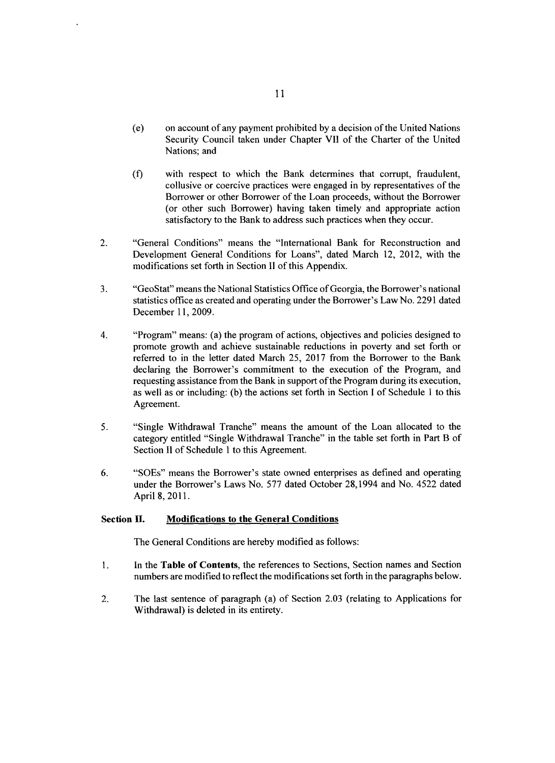(e) on account of any payment prohibited by a decision of the United Nations Security Council taken under Chapter VII of the Charter of the United Nations; and

(f) with respect to which the Bank determines that corrupt, fraudulent, collusive or coercive practices were engaged in by representatives of the Borrower or other Borrower of the Loan proceeds, without the Borrower (or other such Borrower) having taken timely and appropriate action satisfactory to the Bank to address such practices when they occur.

2. "General Conditions" means the "International Bank for Reconstruction and Development General Conditions for Loans", dated March 12, 2012, with the modifications set forth in Section II of this Appendix.

3. "GeoStat" means the National Statistics Office of Georgia, the Borrower's national statistics office as created and operating under the Borrower's Law No. 2291 dated December 11, 2009.

4. "Program" means: (a) the program of actions, objectives and policies designed to promote growth and achieve sustainable reductions in poverty and set forth or referred to in the letter dated March 25, 2017 from the Borrower to the Bank declaring the Borrower's commitment to the execution of the Program, and requesting assistance from the Bank in support of the Program during its execution, as well as or including: (b) the actions set forth in Section I of Schedule 1 to this Agreement.

5. "Single Withdrawal Tranche" means the amount of the Loan allocated to the category entitled "Single Withdrawal Tranche" in the table set forth in Part B of Section II of Schedule 1 to this Agreement.

6. "SOEs" means the Borrower's state owned enterprises as defined and operating under the Borrower's Laws No. 577 dated October 28,1994 and No. 4522 dated April 8, 2011.

**Section II. <u>Modifications to the General Conditions</u>**

The General Conditions are hereby modified as follows:

1. In the **Table of Contents**, the references to Sections, Section names and Section numbers are modified to reflect the modifications set forth in the paragraphs below.

2. The last sentence of paragraph (a) of Section 2.03 (relating to Applications for Withdrawal) is deleted in its entirety.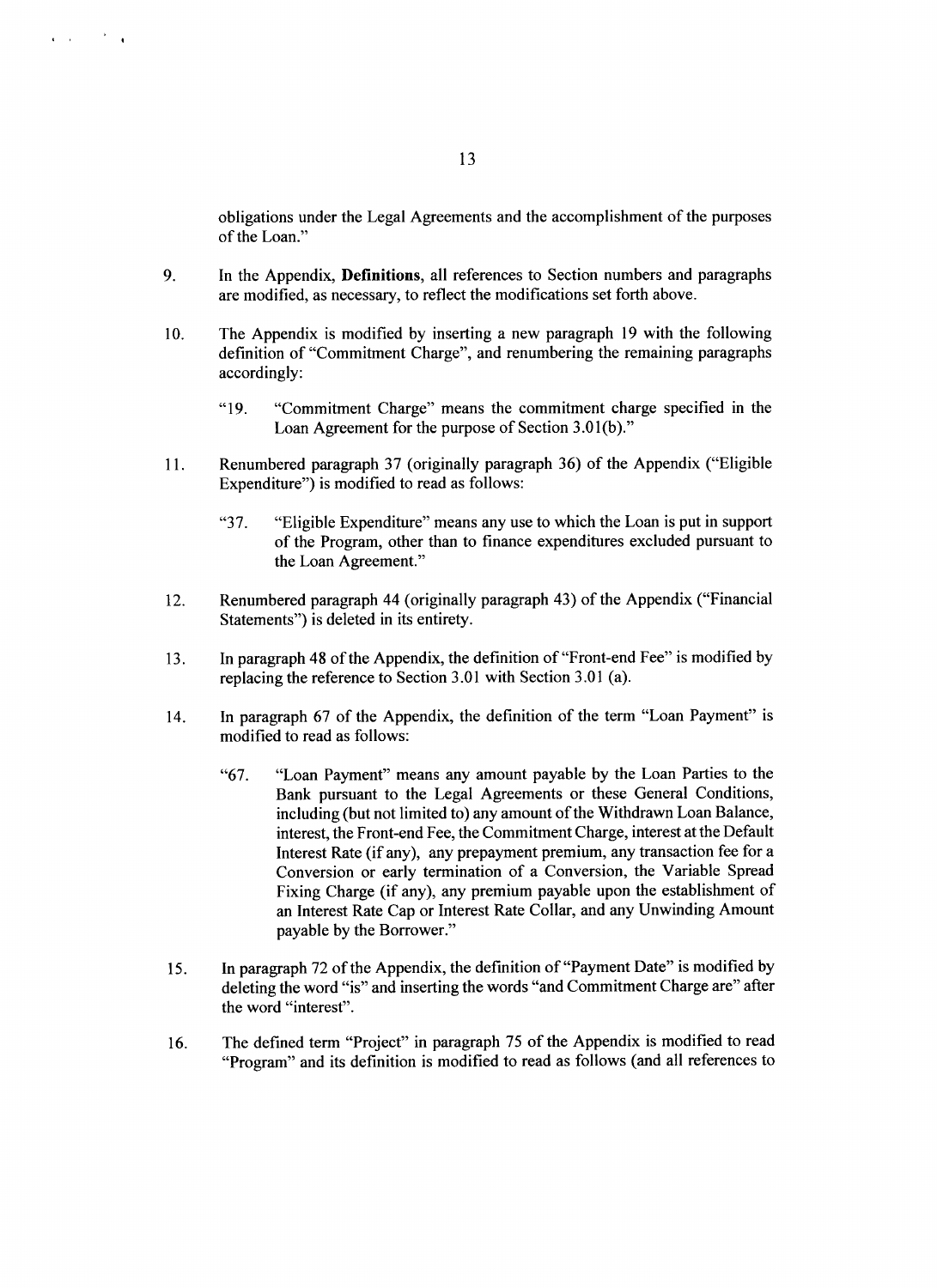obligations under the Legal Agreements and the accomplishment of the purposes of the Loan."

9. In the Appendix, **Definitions**, all references to Section numbers and paragraphs are modified, as necessary, to reflect the modifications set forth above.

10. The Appendix is modified by inserting a new paragraph 19 with the following definition of "Commitment Charge", and renumbering the remaining paragraphs accordingly:

    "19. "Commitment Charge" means the commitment charge specified in the Loan Agreement for the purpose of Section 3.01(b)."

11. Renumbered paragraph 37 (originally paragraph 36) of the Appendix ("Eligible Expenditure") is modified to read as follows:

    "37. "Eligible Expenditure" means any use to which the Loan is put in support of the Program, other than to finance expenditures excluded pursuant to the Loan Agreement."

12. Renumbered paragraph 44 (originally paragraph 43) of the Appendix ("Financial Statements") is deleted in its entirety.

13. In paragraph 48 of the Appendix, the definition of "Front-end Fee" is modified by replacing the reference to Section 3.01 with Section 3.01 (a).

14. In paragraph 67 of the Appendix, the definition of the term "Loan Payment" is modified to read as follows:

    "67. "Loan Payment" means any amount payable by the Loan Parties to the Bank pursuant to the Legal Agreements or these General Conditions, including (but not limited to) any amount of the Withdrawn Loan Balance, interest, the Front-end Fee, the Commitment Charge, interest at the Default Interest Rate (if any), any prepayment premium, any transaction fee for a Conversion or early termination of a Conversion, the Variable Spread Fixing Charge (if any), any premium payable upon the establishment of an Interest Rate Cap or Interest Rate Collar, and any Unwinding Amount payable by the Borrower."

15. In paragraph 72 of the Appendix, the definition of "Payment Date" is modified by deleting the word "is" and inserting the words "and Commitment Charge are" after the word "interest".

16. The defined term "Project" in paragraph 75 of the Appendix is modified to read "Program" and its definition is modified to read as follows (and all references to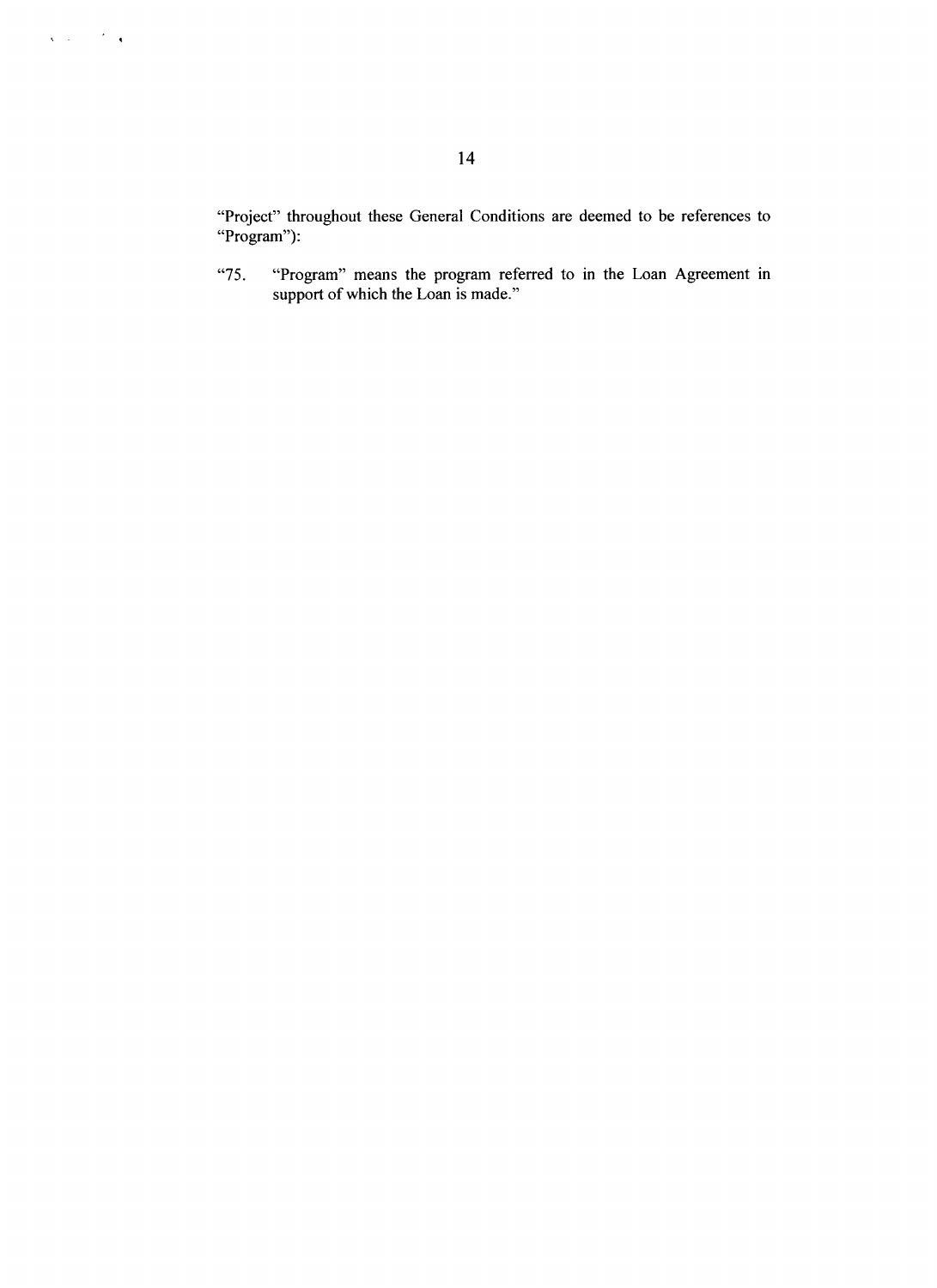"Project" throughout these General Conditions are deemed to be references to "Program"):

"75. "Program" means the program referred to in the Loan Agreement in support of which the Loan is made."